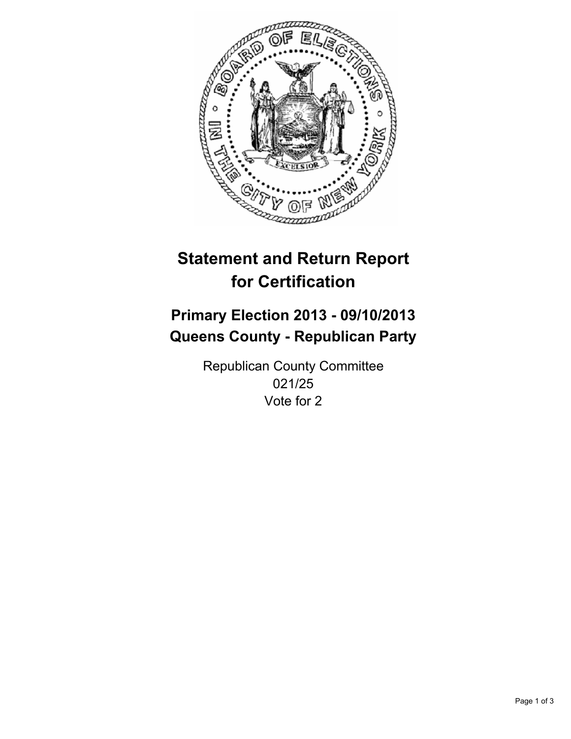# Statement and Return Report for Certification

## Primary Election 2013 - 09/10/2013
## Queens County - Republican Party

Republican County Committee
021/25
Vote for 2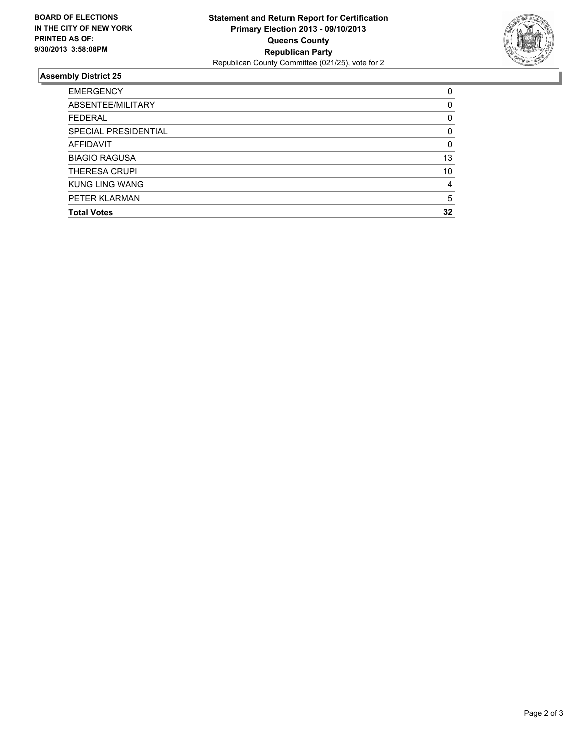**BOARD OF ELECTIONS IN THE CITY OF NEW YORK PRINTED AS OF: 9/30/2013 3:58:08PM**

**Statement and Return Report for Certification**
**Primary Election 2013 - 09/10/2013**
**Queens County**
**Republican Party**
Republican County Committee (021/25), vote for 2

## Assembly District 25

| | |
|---|---|
| EMERGENCY | 0 |
| ABSENTEE/MILITARY | 0 |
| FEDERAL | 0 |
| SPECIAL PRESIDENTIAL | 0 |
| AFFIDAVIT | 0 |
| BIAGIO RAGUSA | 13 |
| THERESA CRUPI | 10 |
| KUNG LING WANG | 4 |
| PETER KLARMAN | 5 |
| **Total Votes** | **32** |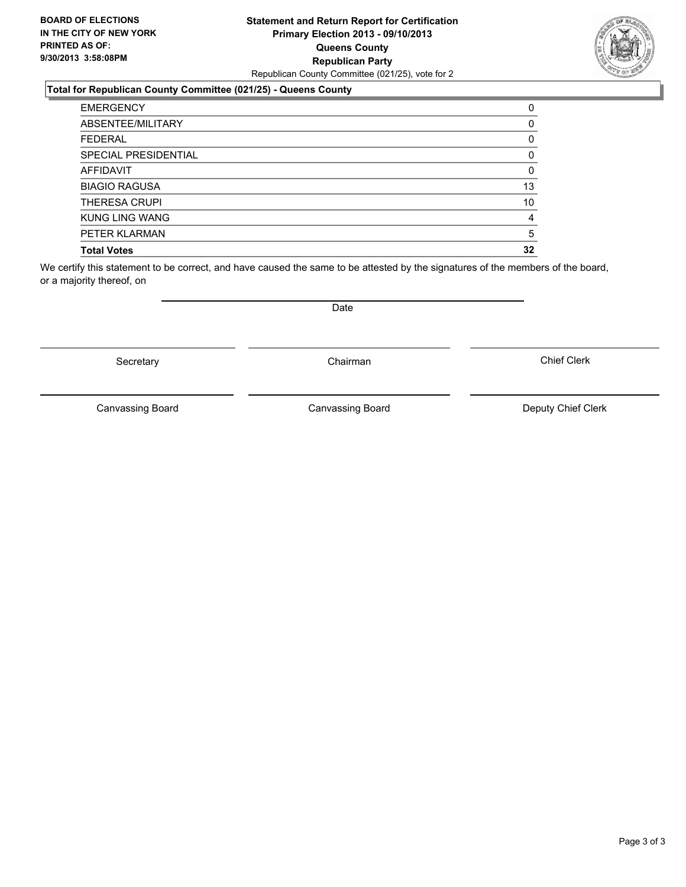**BOARD OF ELECTIONS IN THE CITY OF NEW YORK PRINTED AS OF: 9/30/2013 3:58:08PM**

**Statement and Return Report for Certification**
**Primary Election 2013 - 09/10/2013**
**Queens County**
**Republican Party**
Republican County Committee (021/25), vote for 2

### Total for Republican County Committee (021/25) - Queens County

| | |
|---|---|
| EMERGENCY | 0 |
| ABSENTEE/MILITARY | 0 |
| FEDERAL | 0 |
| SPECIAL PRESIDENTIAL | 0 |
| AFFIDAVIT | 0 |
| BIAGIO RAGUSA | 13 |
| THERESA CRUPI | 10 |
| KUNG LING WANG | 4 |
| PETER KLARMAN | 5 |
| **Total Votes** | **32** |

We certify this statement to be correct, and have caused the same to be attested by the signatures of the members of the board, or a majority thereof, on

Date

Secretary

Chairman

Chief Clerk

Canvassing Board

Canvassing Board

Deputy Chief Clerk